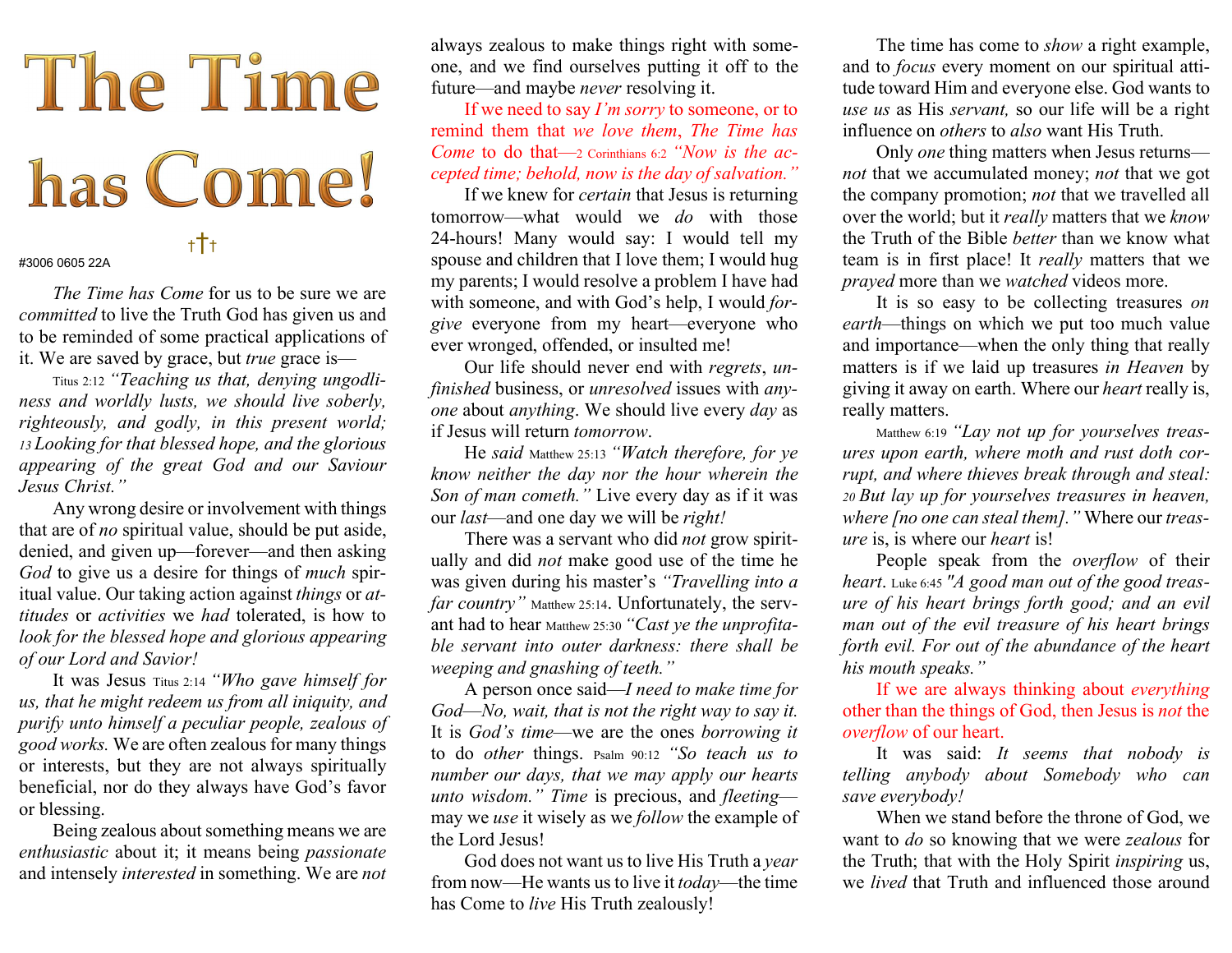# The Time has Comе!

†✝†

#3006 0605 22A

*The Time has Come* for us to be sure we are *committed* to live the Truth God has given us and to be reminded of some practical applications of it. We are saved by grace, but *true* grace is—

Titus 2:12 *"Teaching us that, denying ungodliness and worldly lusts, we should live soberly, righteously, and godly, in this present world; 13 Looking for that blessed hope, and the glorious appearing of the great God and our Saviour Jesus Christ."*

Any wrong desire or involvement with things that are of *no* spiritual value, should be put aside, denied, and given up—forever—and then asking *God* to give us a desire for things of *much* spiritual value. Our taking action against *things* or *attitudes* or *activities* we *had* tolerated, is how to *look for the blessed hope and glorious appearing of our Lord and Savior!*

It was Jesus Titus 2:14 *"Who gave himself for us, that he might redeem us from all iniquity, and purify unto himself a peculiar people, zealous of good works.* We are often zealous for many things or interests, but they are not always spiritually beneficial, nor do they always have God's favor or blessing.

Being zealous about something means we are *enthusiastic* about it; it means being *passionate* and intensely *interested* in something. We are *not* always zealous to make things right with someone, and we find ourselves putting it off to the future—and maybe *never* resolving it.

If we need to say *I'm sorry* to someone, or to remind them that *we love them*, *The Time has Come* to do that—2 Corinthians 6:2 *"Now is the accepted time; behold, now is the day of salvation."*

If we knew for *certain* that Jesus is returning tomorrow—what would we *do* with those 24-hours! Many would say: I would tell my spouse and children that I love them; I would hug my parents; I would resolve a problem I have had with someone, and with God's help, I would *forgive* everyone from my heart—everyone who ever wronged, offended, or insulted me!

Our life should never end with *regrets*, *unfinished* business, or *unresolved* issues with *anyone* about *anything*. We should live every *day* as if Jesus will return *tomorrow*.

He *said* Matthew 25:13 *"Watch therefore, for ye know neither the day nor the hour wherein the Son of man cometh."* Live every day as if it was our *last*—and one day we will be *right!*

There was a servant who did *not* grow spiritually and did *not* make good use of the time he was given during his master's *"Travelling into a far country"* Matthew 25:14. Unfortunately, the servant had to hear Matthew 25:30 *"Cast ye the unprofitable servant into outer darkness: there shall be weeping and gnashing of teeth."*

A person once said—*I need to make time for God—No, wait, that is not the right way to say it.* It is *God's time*—we are the ones *borrowing it* to do *other* things. Psalm 90:12 *"So teach us to number our days, that we may apply our hearts unto wisdom." Time* is precious, and *fleeting*—may we *use* it wisely as we *follow* the example of the Lord Jesus!

God does not want us to live His Truth a *year* from now—He wants us to live it *today*—the time has Come to *live* His Truth zealously!

The time has come to *show* a right example, and to *focus* every moment on our spiritual attitude toward Him and everyone else. God wants to *use us* as His *servant,* so our life will be a right influence on *others* to *also* want His Truth.

Only *one* thing matters when Jesus returns—*not* that we accumulated money; *not* that we got the company promotion; *not* that we travelled all over the world; but it *really* matters that we *know* the Truth of the Bible *better* than we know what team is in first place! It *really* matters that we *prayed* more than we *watched* videos more.

It is so easy to be collecting treasures *on earth*—things on which we put too much value and importance—when the only thing that really matters is if we laid up treasures *in Heaven* by giving it away on earth. Where our *heart* really is, really matters.

Matthew 6:19 *"Lay not up for yourselves treasures upon earth, where moth and rust doth corrupt, and where thieves break through and steal: 20 But lay up for yourselves treasures in heaven, where [no one can steal them]."* Where our *treasure* is, is where our *heart* is!

People speak from the *overflow* of their *heart*. Luke 6:45 *"A good man out of the good treasure of his heart brings forth good; and an evil man out of the evil treasure of his heart brings forth evil. For out of the abundance of the heart his mouth speaks."*

If we are always thinking about *everything* other than the things of God, then Jesus is *not* the *overflow* of our heart.

It was said: *It seems that nobody is telling anybody about Somebody who can save everybody!*

When we stand before the throne of God, we want to *do* so knowing that we were *zealous* for the Truth; that with the Holy Spirit *inspiring* us, we *lived* that Truth and influenced those around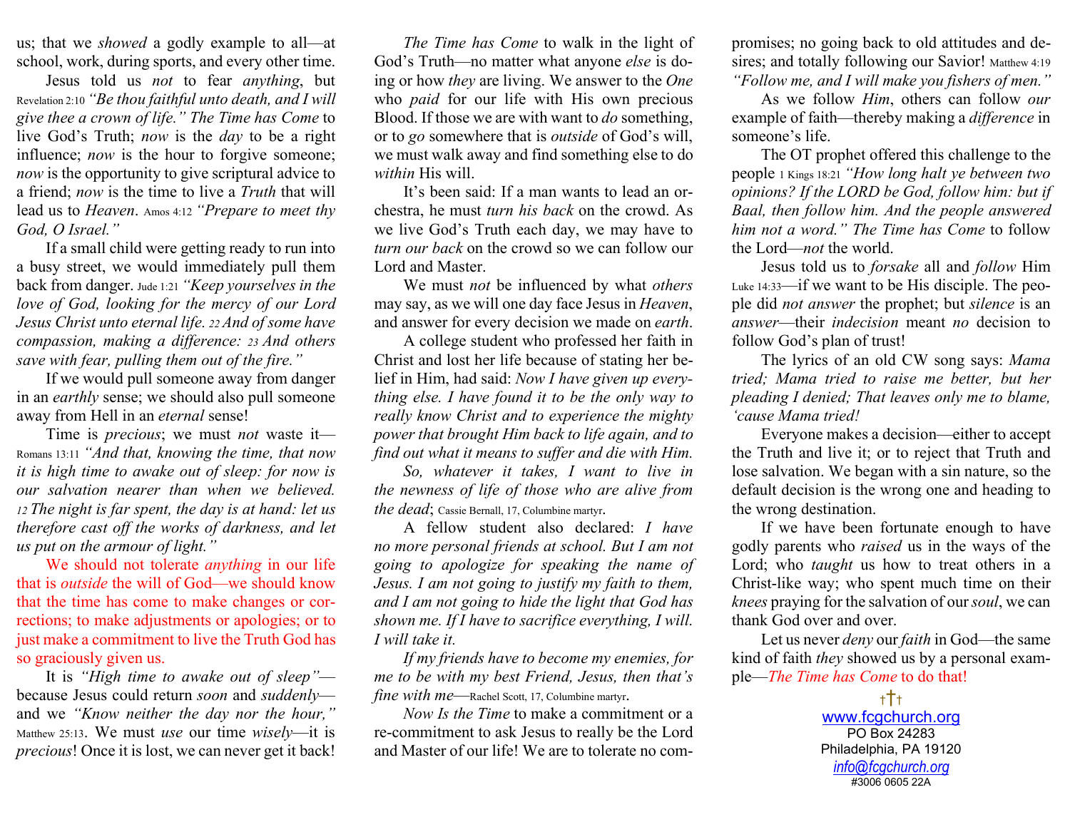us; that we *showed* a godly example to all—at school, work, during sports, and every other time.

Jesus told us *not* to fear *anything*, but Revelation 2:10 *"Be thou faithful unto death, and I will give thee a crown of life." The Time has Come* to live God's Truth; *now* is the *day* to be a right influence; *now* is the hour to forgive someone; *now* is the opportunity to give scriptural advice to a friend; *now* is the time to live a *Truth* that will lead us to *Heaven*. Amos 4:12 *"Prepare to meet thy God, O Israel."*

If a small child were getting ready to run into a busy street, we would immediately pull them back from danger. Jude 1:21 *"Keep yourselves in the love of God, looking for the mercy of our Lord Jesus Christ unto eternal life. 22 And of some have compassion, making a difference: 23 And others save with fear, pulling them out of the fire."*

If we would pull someone away from danger in an *earthly* sense; we should also pull someone away from Hell in an *eternal* sense!

Time is *precious*; we must *not* waste it—Romans 13:11 *"And that, knowing the time, that now it is high time to awake out of sleep: for now is our salvation nearer than when we believed. 12 The night is far spent, the day is at hand: let us therefore cast off the works of darkness, and let us put on the armour of light."*

We should not tolerate *anything* in our life that is *outside* the will of God—we should know that the time has come to make changes or corrections; to make adjustments or apologies; or to just make a commitment to live the Truth God has so graciously given us.

It is *"High time to awake out of sleep"*—because Jesus could return *soon* and *suddenly*—and we *"Know neither the day nor the hour,"* Matthew 25:13. We must *use* our time *wisely*—it is *precious*! Once it is lost, we can never get it back!

*The Time has Come* to walk in the light of God's Truth—no matter what anyone *else* is doing or how *they* are living. We answer to the *One* who *paid* for our life with His own precious Blood. If those we are with want to *do* something, or to *go* somewhere that is *outside* of God's will, we must walk away and find something else to do *within* His will.

It's been said: If a man wants to lead an orchestra, he must *turn his back* on the crowd. As we live God's Truth each day, we may have to *turn our back* on the crowd so we can follow our Lord and Master.

We must *not* be influenced by what *others* may say, as we will one day face Jesus in *Heaven*, and answer for every decision we made on *earth*.

A college student who professed her faith in Christ and lost her life because of stating her belief in Him, had said: *Now I have given up everything else. I have found it to be the only way to really know Christ and to experience the mighty power that brought Him back to life again, and to find out what it means to suffer and die with Him.*

*So, whatever it takes, I want to live in the newness of life of those who are alive from the dead*; Cassie Bernall, 17, Columbine martyr.

A fellow student also declared: *I have no more personal friends at school. But I am not going to apologize for speaking the name of Jesus. I am not going to justify my faith to them, and I am not going to hide the light that God has shown me. If I have to sacrifice everything, I will. I will take it.*

*If my friends have to become my enemies, for me to be with my best Friend, Jesus, then that's fine with me*—Rachel Scott, 17, Columbine martyr.

*Now Is the Time* to make a commitment or a re-commitment to ask Jesus to really be the Lord and Master of our life! We are to tolerate no compromises; no going back to old attitudes and desires; and totally following our Savior! Matthew 4:19 *"Follow me, and I will make you fishers of men."*

As we follow *Him*, others can follow *our* example of faith—thereby making a *difference* in someone's life.

The OT prophet offered this challenge to the people 1 Kings 18:21 *"How long halt ye between two opinions? If the LORD be God, follow him: but if Baal, then follow him. And the people answered him not a word." The Time has Come* to follow the Lord—*not* the world.

Jesus told us to *forsake* all and *follow* Him Luke 14:33—if we want to be His disciple. The people did *not answer* the prophet; but *silence* is an *answer*—their *indecision* meant *no* decision to follow God's plan of trust!

The lyrics of an old CW song says: *Mama tried; Mama tried to raise me better, but her pleading I denied; That leaves only me to blame, 'cause Mama tried!*

Everyone makes a decision—either to accept the Truth and live it; or to reject that Truth and lose salvation. We began with a sin nature, so the default decision is the wrong one and heading to the wrong destination.

If we have been fortunate enough to have godly parents who *raised* us in the ways of the Lord; who *taught* us how to treat others in a Christ-like way; who spent much time on their *knees* praying for the salvation of our *soul*, we can thank God over and over.

Let us never *deny* our *faith* in God—the same kind of faith *they* showed us by a personal example—*The Time has Come* to do that!

†††

www.fcgchurch.org
PO Box 24283
Philadelphia, PA 19120
*info@fcgchurch.org*
#3006 0605 22A